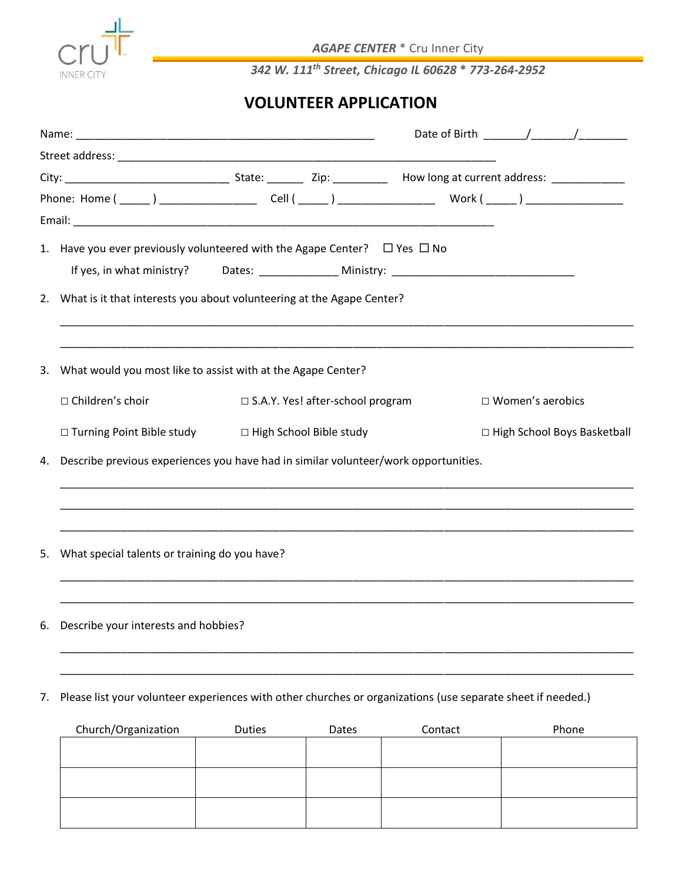*AGAPE CENTER* * Cru Inner City

*342 W. 111th Street, Chicago IL 60628 * 773-264-2952*

# VOLUNTEER APPLICATION

Name: ________________________________________________ Date of Birth _______/_______/________

Street address: ______________________________________________________________

City: __________________________ State: ______ Zip: _________ How long at current address: ____________

Phone: Home ( _____ ) ________________ Cell ( _____ ) ________________ Work ( _____ ) ________________

Email: ______________________________________________________________________

1. Have you ever previously volunteered with the Agape Center? ☐ Yes ☐ No

   If yes, in what ministry? Dates: _____________ Ministry: ______________________________

2. What is it that interests you about volunteering at the Agape Center?

   ______________________________________________________________________________________

   ______________________________________________________________________________________

3. What would you most like to assist with at the Agape Center?

   ☐ Children's choir ☐ S.A.Y. Yes! after-school program ☐ Women's aerobics

   ☐ Turning Point Bible study ☐ High School Bible study ☐ High School Boys Basketball

4. Describe previous experiences you have had in similar volunteer/work opportunities.

   ______________________________________________________________________________________

   ______________________________________________________________________________________

   ______________________________________________________________________________________

5. What special talents or training do you have?

   ______________________________________________________________________________________

   ______________________________________________________________________________________

6. Describe your interests and hobbies?

   ______________________________________________________________________________________

   ______________________________________________________________________________________

7. Please list your volunteer experiences with other churches or organizations (use separate sheet if needed.)

| Church/Organization | Duties | Dates | Contact | Phone |
|---|---|---|---|---|
| | | | | |
| | | | | |
| | | | | |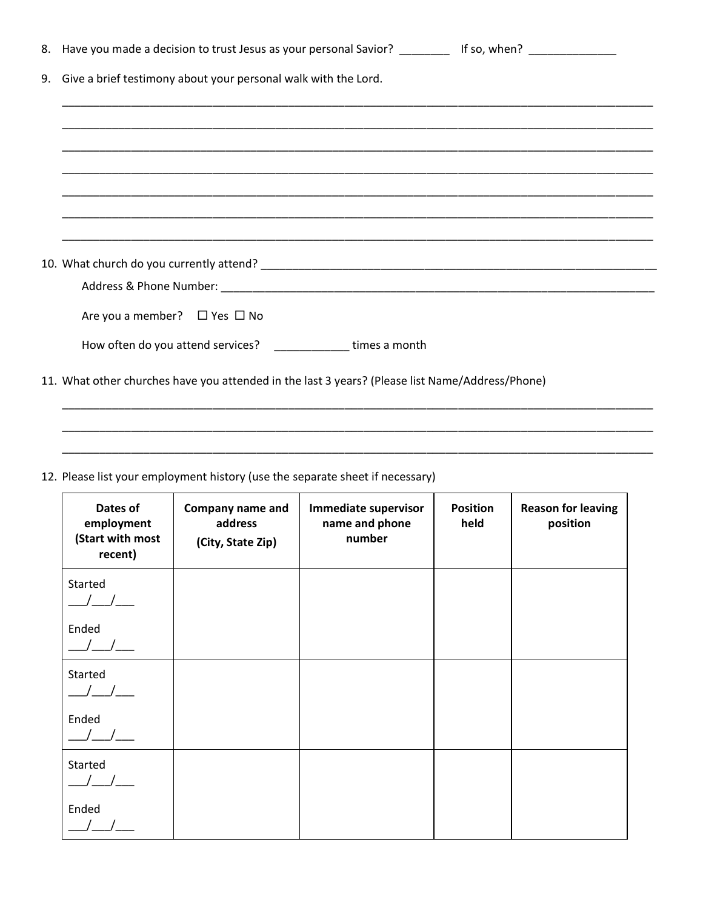8. Have you made a decision to trust Jesus as your personal Savior? ________ If so, when? ______________

9. Give a brief testimony about your personal walk with the Lord.

_______________________________________________________________________________________________

_______________________________________________________________________________________________

_______________________________________________________________________________________________

_______________________________________________________________________________________________

_______________________________________________________________________________________________

_______________________________________________________________________________________________

_______________________________________________________________________________________________

10. What church do you currently attend? ___________________________________________________________________

    Address & Phone Number: ______________________________________________________________________

    Are you a member? ☐ Yes ☐ No

    How often do you attend services? ____________ times a month

11. What other churches have you attended in the last 3 years? (Please list Name/Address/Phone)

_______________________________________________________________________________________________

_______________________________________________________________________________________________

_______________________________________________________________________________________________

12. Please list your employment history (use the separate sheet if necessary)

| **Dates of employment (Start with most recent)** | **Company name and address (City, State Zip)** | **Immediate supervisor name and phone number** | **Position held** | **Reason for leaving position** |
|---|---|---|---|---|
| Started ___/___/___ <br> Ended ___/___/___ | | | | |
| Started ___/___/___ <br> Ended ___/___/___ | | | | |
| Started ___/___/___ <br> Ended ___/___/___ | | | | |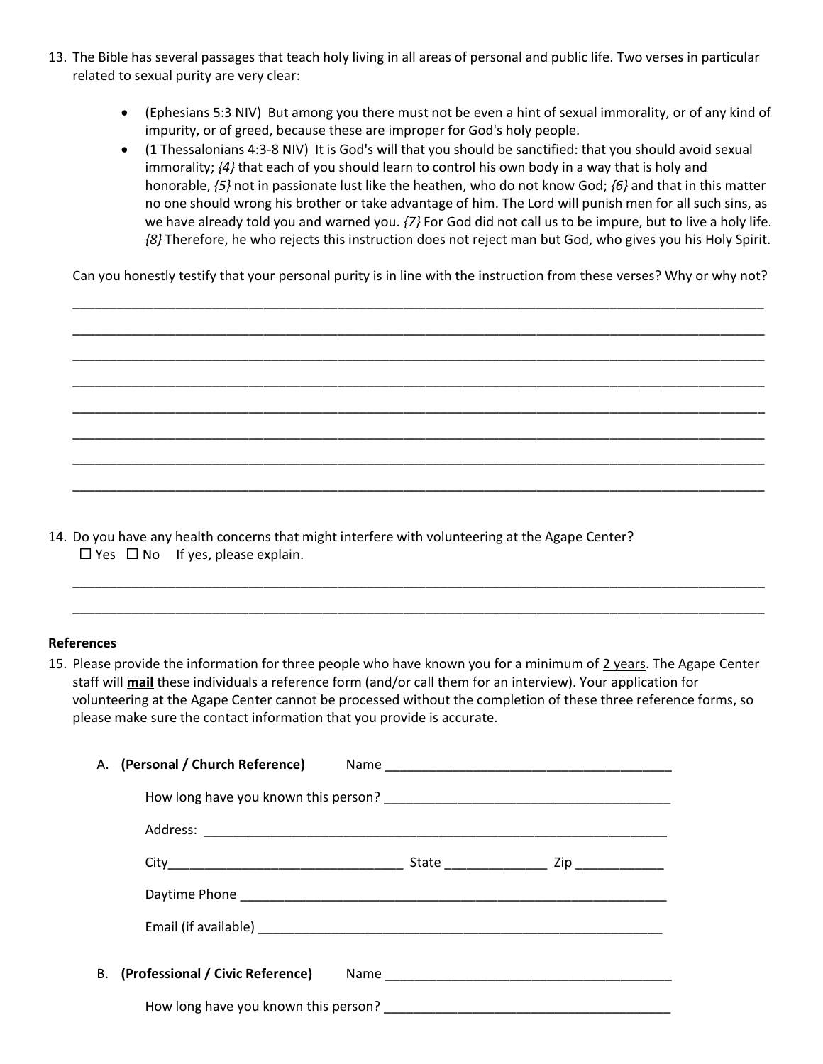13. The Bible has several passages that teach holy living in all areas of personal and public life. Two verses in particular related to sexual purity are very clear:

    - (Ephesians 5:3 NIV) But among you there must not be even a hint of sexual immorality, or of any kind of impurity, or of greed, because these are improper for God's holy people.
    - (1 Thessalonians 4:3-8 NIV) It is God's will that you should be sanctified: that you should avoid sexual immorality; *{4}* that each of you should learn to control his own body in a way that is holy and honorable, *{5}* not in passionate lust like the heathen, who do not know God; *{6}* and that in this matter no one should wrong his brother or take advantage of him. The Lord will punish men for all such sins, as we have already told you and warned you. *{7}* For God did not call us to be impure, but to live a holy life. *{8}* Therefore, he who rejects this instruction does not reject man but God, who gives you his Holy Spirit.

    Can you honestly testify that your personal purity is in line with the instruction from these verses? Why or why not?

    ____________________________________________________________________________________

    ____________________________________________________________________________________

    ____________________________________________________________________________________

    ____________________________________________________________________________________

    ____________________________________________________________________________________

    ____________________________________________________________________________________

    ____________________________________________________________________________________

    ____________________________________________________________________________________

14. Do you have any health concerns that might interfere with volunteering at the Agape Center?
    ☐ Yes ☐ No If yes, please explain.

    ____________________________________________________________________________________

    ____________________________________________________________________________________

**References**

15. Please provide the information for three people who have known you for a minimum of <u>2 years</u>. The Agape Center staff will <u>**mail**</u> these individuals a reference form (and/or call them for an interview). Your application for volunteering at the Agape Center cannot be processed without the completion of these three reference forms, so please make sure the contact information that you provide is accurate.

    A. **(Personal / Church Reference)** Name ________________________________________

       How long have you known this person? ________________________________________

       Address: ____________________________________________________________________

       City________________________________ State ______________ Zip ____________

       Daytime Phone ______________________________________________________________

       Email (if available) ___________________________________________________________

    B. **(Professional / Civic Reference)** Name ________________________________________

       How long have you known this person? ________________________________________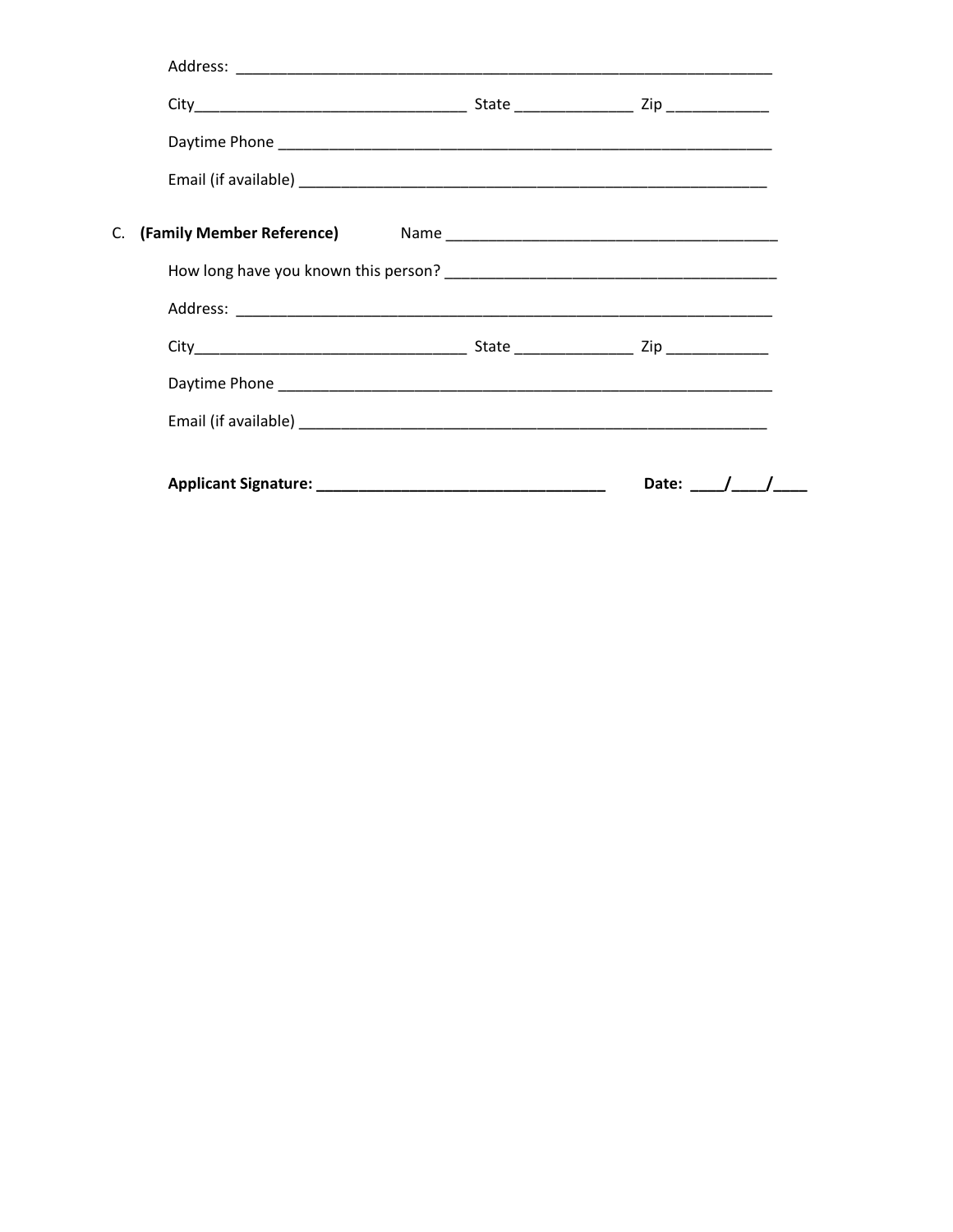Address: ________________________________________________________________

City________________________________ State ______________ Zip ____________

Daytime Phone ____________________________________________________________

Email (if available) _______________________________________________________

C. **(Family Member Reference)** Name ________________________________________

How long have you known this person? _______________________________________

Address: ________________________________________________________________

City________________________________ State ______________ Zip ____________

Daytime Phone ____________________________________________________________

Email (if available) _______________________________________________________

**Applicant Signature: _________________________________ Date: ____/____/____**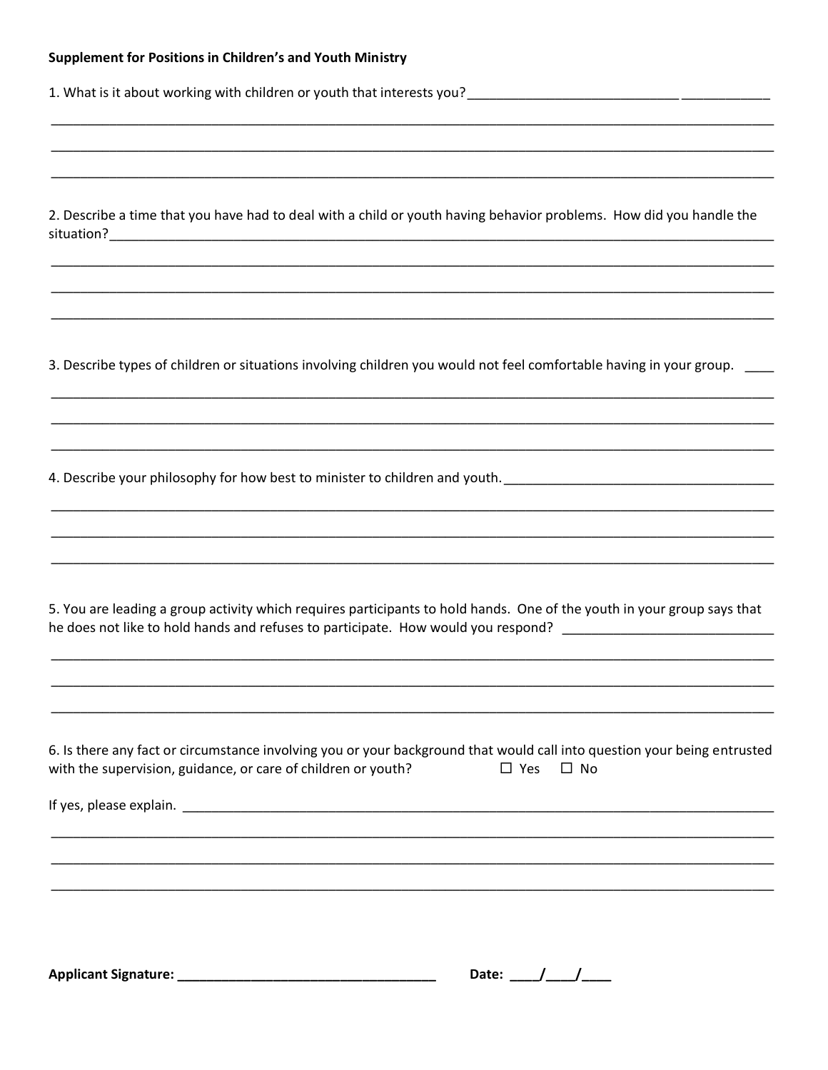**Supplement for Positions in Children's and Youth Ministry**

1. What is it about working with children or youth that interests you?\_\_\_\_\_\_\_\_\_\_\_\_\_\_\_\_\_\_\_\_\_\_\_\_\_\_\_\_\_\_\_\_\_\_\_\_\_\_\_\_\_\_\_\_

\_\_\_\_\_\_\_\_\_\_\_\_\_\_\_\_\_\_\_\_\_\_\_\_\_\_\_\_\_\_\_\_\_\_\_\_\_\_\_\_\_\_\_\_\_\_\_\_\_\_\_\_\_\_\_\_\_\_\_\_\_\_\_\_\_\_\_\_\_\_\_\_\_\_\_\_\_\_\_\_\_\_\_\_\_\_\_\_\_\_\_\_\_\_\_\_\_\_\_\_

\_\_\_\_\_\_\_\_\_\_\_\_\_\_\_\_\_\_\_\_\_\_\_\_\_\_\_\_\_\_\_\_\_\_\_\_\_\_\_\_\_\_\_\_\_\_\_\_\_\_\_\_\_\_\_\_\_\_\_\_\_\_\_\_\_\_\_\_\_\_\_\_\_\_\_\_\_\_\_\_\_\_\_\_\_\_\_\_\_\_\_\_\_\_\_\_\_\_\_\_

\_\_\_\_\_\_\_\_\_\_\_\_\_\_\_\_\_\_\_\_\_\_\_\_\_\_\_\_\_\_\_\_\_\_\_\_\_\_\_\_\_\_\_\_\_\_\_\_\_\_\_\_\_\_\_\_\_\_\_\_\_\_\_\_\_\_\_\_\_\_\_\_\_\_\_\_\_\_\_\_\_\_\_\_\_\_\_\_\_\_\_\_\_\_\_\_\_\_\_\_

2. Describe a time that you have had to deal with a child or youth having behavior problems. How did you handle the situation?\_\_\_\_\_\_\_\_\_\_\_\_\_\_\_\_\_\_\_\_\_\_\_\_\_\_\_\_\_\_\_\_\_\_\_\_\_\_\_\_\_\_\_\_\_\_\_\_\_\_\_\_\_\_\_\_\_\_\_\_\_\_\_\_\_\_\_\_\_\_\_\_\_\_\_\_\_\_\_\_\_\_\_\_

\_\_\_\_\_\_\_\_\_\_\_\_\_\_\_\_\_\_\_\_\_\_\_\_\_\_\_\_\_\_\_\_\_\_\_\_\_\_\_\_\_\_\_\_\_\_\_\_\_\_\_\_\_\_\_\_\_\_\_\_\_\_\_\_\_\_\_\_\_\_\_\_\_\_\_\_\_\_\_\_\_\_\_\_\_\_\_\_\_\_\_\_\_\_\_\_\_\_\_\_

\_\_\_\_\_\_\_\_\_\_\_\_\_\_\_\_\_\_\_\_\_\_\_\_\_\_\_\_\_\_\_\_\_\_\_\_\_\_\_\_\_\_\_\_\_\_\_\_\_\_\_\_\_\_\_\_\_\_\_\_\_\_\_\_\_\_\_\_\_\_\_\_\_\_\_\_\_\_\_\_\_\_\_\_\_\_\_\_\_\_\_\_\_\_\_\_\_\_\_\_

\_\_\_\_\_\_\_\_\_\_\_\_\_\_\_\_\_\_\_\_\_\_\_\_\_\_\_\_\_\_\_\_\_\_\_\_\_\_\_\_\_\_\_\_\_\_\_\_\_\_\_\_\_\_\_\_\_\_\_\_\_\_\_\_\_\_\_\_\_\_\_\_\_\_\_\_\_\_\_\_\_\_\_\_\_\_\_\_\_\_\_\_\_\_\_\_\_\_\_\_

3. Describe types of children or situations involving children you would not feel comfortable having in your group. \_\_\_\_

\_\_\_\_\_\_\_\_\_\_\_\_\_\_\_\_\_\_\_\_\_\_\_\_\_\_\_\_\_\_\_\_\_\_\_\_\_\_\_\_\_\_\_\_\_\_\_\_\_\_\_\_\_\_\_\_\_\_\_\_\_\_\_\_\_\_\_\_\_\_\_\_\_\_\_\_\_\_\_\_\_\_\_\_\_\_\_\_\_\_\_\_\_\_\_\_\_\_\_\_

\_\_\_\_\_\_\_\_\_\_\_\_\_\_\_\_\_\_\_\_\_\_\_\_\_\_\_\_\_\_\_\_\_\_\_\_\_\_\_\_\_\_\_\_\_\_\_\_\_\_\_\_\_\_\_\_\_\_\_\_\_\_\_\_\_\_\_\_\_\_\_\_\_\_\_\_\_\_\_\_\_\_\_\_\_\_\_\_\_\_\_\_\_\_\_\_\_\_\_\_

\_\_\_\_\_\_\_\_\_\_\_\_\_\_\_\_\_\_\_\_\_\_\_\_\_\_\_\_\_\_\_\_\_\_\_\_\_\_\_\_\_\_\_\_\_\_\_\_\_\_\_\_\_\_\_\_\_\_\_\_\_\_\_\_\_\_\_\_\_\_\_\_\_\_\_\_\_\_\_\_\_\_\_\_\_\_\_\_\_\_\_\_\_\_\_\_\_\_\_\_

4. Describe your philosophy for how best to minister to children and youth.\_\_\_\_\_\_\_\_\_\_\_\_\_\_\_\_\_\_\_\_\_\_\_\_\_\_\_\_\_\_\_\_\_\_\_\_\_\_\_\_

\_\_\_\_\_\_\_\_\_\_\_\_\_\_\_\_\_\_\_\_\_\_\_\_\_\_\_\_\_\_\_\_\_\_\_\_\_\_\_\_\_\_\_\_\_\_\_\_\_\_\_\_\_\_\_\_\_\_\_\_\_\_\_\_\_\_\_\_\_\_\_\_\_\_\_\_\_\_\_\_\_\_\_\_\_\_\_\_\_\_\_\_\_\_\_\_\_\_\_\_

\_\_\_\_\_\_\_\_\_\_\_\_\_\_\_\_\_\_\_\_\_\_\_\_\_\_\_\_\_\_\_\_\_\_\_\_\_\_\_\_\_\_\_\_\_\_\_\_\_\_\_\_\_\_\_\_\_\_\_\_\_\_\_\_\_\_\_\_\_\_\_\_\_\_\_\_\_\_\_\_\_\_\_\_\_\_\_\_\_\_\_\_\_\_\_\_\_\_\_\_

\_\_\_\_\_\_\_\_\_\_\_\_\_\_\_\_\_\_\_\_\_\_\_\_\_\_\_\_\_\_\_\_\_\_\_\_\_\_\_\_\_\_\_\_\_\_\_\_\_\_\_\_\_\_\_\_\_\_\_\_\_\_\_\_\_\_\_\_\_\_\_\_\_\_\_\_\_\_\_\_\_\_\_\_\_\_\_\_\_\_\_\_\_\_\_\_\_\_\_\_

5. You are leading a group activity which requires participants to hold hands. One of the youth in your group says that he does not like to hold hands and refuses to participate. How would you respond? \_\_\_\_\_\_\_\_\_\_\_\_\_\_\_\_\_\_\_\_\_\_\_\_\_\_\_\_\_\_

\_\_\_\_\_\_\_\_\_\_\_\_\_\_\_\_\_\_\_\_\_\_\_\_\_\_\_\_\_\_\_\_\_\_\_\_\_\_\_\_\_\_\_\_\_\_\_\_\_\_\_\_\_\_\_\_\_\_\_\_\_\_\_\_\_\_\_\_\_\_\_\_\_\_\_\_\_\_\_\_\_\_\_\_\_\_\_\_\_\_\_\_\_\_\_\_\_\_\_\_

\_\_\_\_\_\_\_\_\_\_\_\_\_\_\_\_\_\_\_\_\_\_\_\_\_\_\_\_\_\_\_\_\_\_\_\_\_\_\_\_\_\_\_\_\_\_\_\_\_\_\_\_\_\_\_\_\_\_\_\_\_\_\_\_\_\_\_\_\_\_\_\_\_\_\_\_\_\_\_\_\_\_\_\_\_\_\_\_\_\_\_\_\_\_\_\_\_\_\_\_

\_\_\_\_\_\_\_\_\_\_\_\_\_\_\_\_\_\_\_\_\_\_\_\_\_\_\_\_\_\_\_\_\_\_\_\_\_\_\_\_\_\_\_\_\_\_\_\_\_\_\_\_\_\_\_\_\_\_\_\_\_\_\_\_\_\_\_\_\_\_\_\_\_\_\_\_\_\_\_\_\_\_\_\_\_\_\_\_\_\_\_\_\_\_\_\_\_\_\_\_

6. Is there any fact or circumstance involving you or your background that would call into question your being entrusted with the supervision, guidance, or care of children or youth? ☐ Yes ☐ No

If yes, please explain. \_\_\_\_\_\_\_\_\_\_\_\_\_\_\_\_\_\_\_\_\_\_\_\_\_\_\_\_\_\_\_\_\_\_\_\_\_\_\_\_\_\_\_\_\_\_\_\_\_\_\_\_\_\_\_\_\_\_\_\_\_\_\_\_\_\_\_\_\_\_\_\_\_\_\_\_\_\_\_\_\_

\_\_\_\_\_\_\_\_\_\_\_\_\_\_\_\_\_\_\_\_\_\_\_\_\_\_\_\_\_\_\_\_\_\_\_\_\_\_\_\_\_\_\_\_\_\_\_\_\_\_\_\_\_\_\_\_\_\_\_\_\_\_\_\_\_\_\_\_\_\_\_\_\_\_\_\_\_\_\_\_\_\_\_\_\_\_\_\_\_\_\_\_\_\_\_\_\_\_\_\_

\_\_\_\_\_\_\_\_\_\_\_\_\_\_\_\_\_\_\_\_\_\_\_\_\_\_\_\_\_\_\_\_\_\_\_\_\_\_\_\_\_\_\_\_\_\_\_\_\_\_\_\_\_\_\_\_\_\_\_\_\_\_\_\_\_\_\_\_\_\_\_\_\_\_\_\_\_\_\_\_\_\_\_\_\_\_\_\_\_\_\_\_\_\_\_\_\_\_\_\_

\_\_\_\_\_\_\_\_\_\_\_\_\_\_\_\_\_\_\_\_\_\_\_\_\_\_\_\_\_\_\_\_\_\_\_\_\_\_\_\_\_\_\_\_\_\_\_\_\_\_\_\_\_\_\_\_\_\_\_\_\_\_\_\_\_\_\_\_\_\_\_\_\_\_\_\_\_\_\_\_\_\_\_\_\_\_\_\_\_\_\_\_\_\_\_\_\_\_\_\_

**Applicant Signature: \_\_\_\_\_\_\_\_\_\_\_\_\_\_\_\_\_\_\_\_\_\_\_\_\_\_\_\_\_\_\_\_\_\_\_\_\_ Date: \_\_\_\_/\_\_\_\_/\_\_\_\_**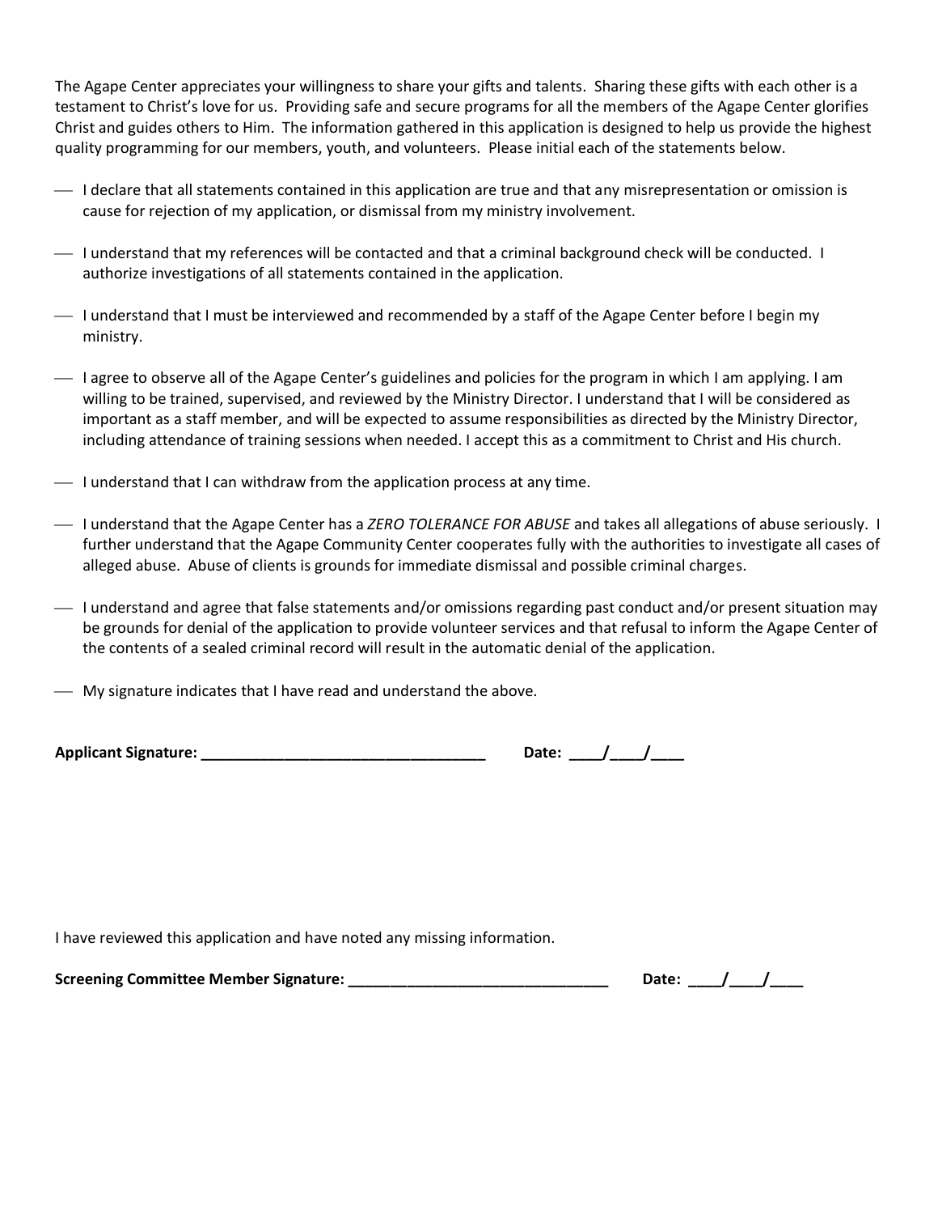The Agape Center appreciates your willingness to share your gifts and talents. Sharing these gifts with each other is a testament to Christ's love for us. Providing safe and secure programs for all the members of the Agape Center glorifies Christ and guides others to Him. The information gathered in this application is designed to help us provide the highest quality programming for our members, youth, and volunteers. Please initial each of the statements below.

___ I declare that all statements contained in this application are true and that any misrepresentation or omission is cause for rejection of my application, or dismissal from my ministry involvement.

___ I understand that my references will be contacted and that a criminal background check will be conducted. I authorize investigations of all statements contained in the application.

___ I understand that I must be interviewed and recommended by a staff of the Agape Center before I begin my ministry.

___ I agree to observe all of the Agape Center's guidelines and policies for the program in which I am applying. I am willing to be trained, supervised, and reviewed by the Ministry Director. I understand that I will be considered as important as a staff member, and will be expected to assume responsibilities as directed by the Ministry Director, including attendance of training sessions when needed. I accept this as a commitment to Christ and His church.

___ I understand that I can withdraw from the application process at any time.

___ I understand that the Agape Center has a *ZERO TOLERANCE FOR ABUSE* and takes all allegations of abuse seriously. I further understand that the Agape Community Center cooperates fully with the authorities to investigate all cases of alleged abuse. Abuse of clients is grounds for immediate dismissal and possible criminal charges.

___ I understand and agree that false statements and/or omissions regarding past conduct and/or present situation may be grounds for denial of the application to provide volunteer services and that refusal to inform the Agape Center of the contents of a sealed criminal record will result in the automatic denial of the application.

___ My signature indicates that I have read and understand the above.

**Applicant Signature: ___________________________________ Date: ____/____/____**

I have reviewed this application and have noted any missing information.

**Screening Committee Member Signature: _______________________________ Date: ____/____/____**